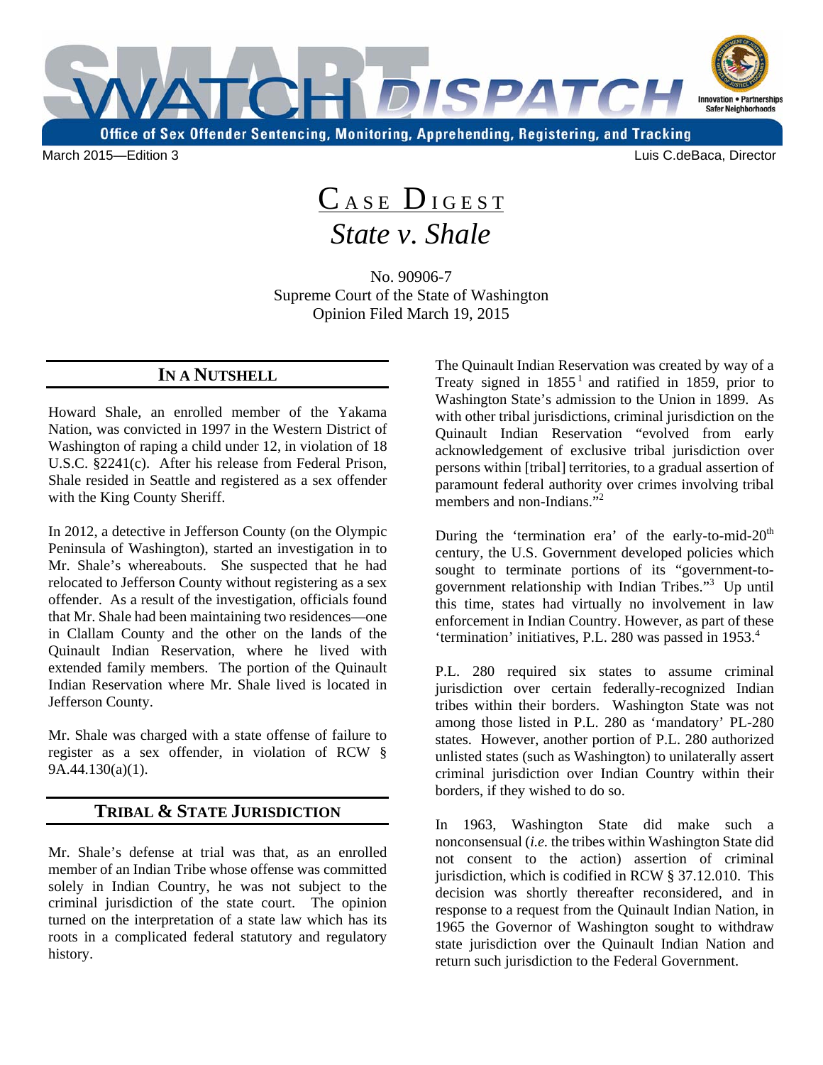# SMART WATCH DISPATCH

Office of Sex Offender Sentencing, Monitoring, Apprehending, Registering, and Tracking

Innovation • Partnerships
Safer Neighborhoods

March 2015—Edition 3

Luis C.deBaca, Director

# CASE DIGEST

## *State v. Shale*

No. 90906-7
Supreme Court of the State of Washington
Opinion Filed March 19, 2015

## IN A NUTSHELL

Howard Shale, an enrolled member of the Yakama Nation, was convicted in 1997 in the Western District of Washington of raping a child under 12, in violation of 18 U.S.C. §2241(c). After his release from Federal Prison, Shale resided in Seattle and registered as a sex offender with the King County Sheriff.

In 2012, a detective in Jefferson County (on the Olympic Peninsula of Washington), started an investigation in to Mr. Shale's whereabouts. She suspected that he had relocated to Jefferson County without registering as a sex offender. As a result of the investigation, officials found that Mr. Shale had been maintaining two residences—one in Clallam County and the other on the lands of the Quinault Indian Reservation, where he lived with extended family members. The portion of the Quinault Indian Reservation where Mr. Shale lived is located in Jefferson County.

Mr. Shale was charged with a state offense of failure to register as a sex offender, in violation of RCW § 9A.44.130(a)(1).

## TRIBAL & STATE JURISDICTION

Mr. Shale's defense at trial was that, as an enrolled member of an Indian Tribe whose offense was committed solely in Indian Country, he was not subject to the criminal jurisdiction of the state court. The opinion turned on the interpretation of a state law which has its roots in a complicated federal statutory and regulatory history.

The Quinault Indian Reservation was created by way of a Treaty signed in 1855[1] and ratified in 1859, prior to Washington State's admission to the Union in 1899. As with other tribal jurisdictions, criminal jurisdiction on the Quinault Indian Reservation "evolved from early acknowledgement of exclusive tribal jurisdiction over persons within [tribal] territories, to a gradual assertion of paramount federal authority over crimes involving tribal members and non-Indians."[2]

During the 'termination era' of the early-to-mid-20th century, the U.S. Government developed policies which sought to terminate portions of its "government-to-government relationship with Indian Tribes."[3] Up until this time, states had virtually no involvement in law enforcement in Indian Country. However, as part of these 'termination' initiatives, P.L. 280 was passed in 1953.[4]

P.L. 280 required six states to assume criminal jurisdiction over certain federally-recognized Indian tribes within their borders. Washington State was not among those listed in P.L. 280 as 'mandatory' PL-280 states. However, another portion of P.L. 280 authorized unlisted states (such as Washington) to unilaterally assert criminal jurisdiction over Indian Country within their borders, if they wished to do so.

In 1963, Washington State did make such a nonconsensual (*i.e.* the tribes within Washington State did not consent to the action) assertion of criminal jurisdiction, which is codified in RCW § 37.12.010. This decision was shortly thereafter reconsidered, and in response to a request from the Quinault Indian Nation, in 1965 the Governor of Washington sought to withdraw state jurisdiction over the Quinault Indian Nation and return such jurisdiction to the Federal Government.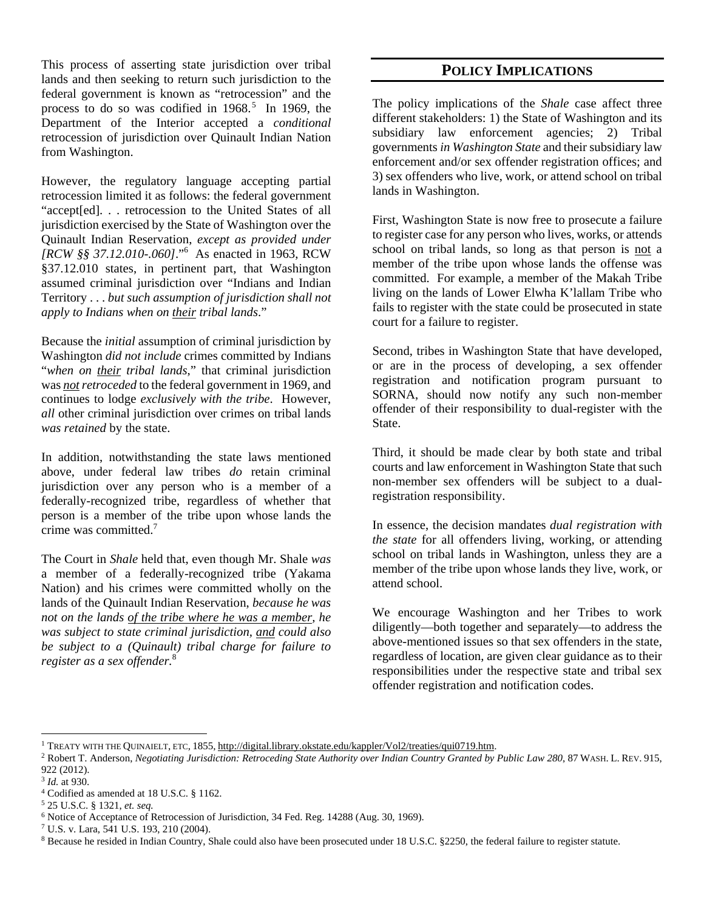This process of asserting state jurisdiction over tribal lands and then seeking to return such jurisdiction to the federal government is known as "retrocession" and the process to do so was codified in 1968.[5] In 1969, the Department of the Interior accepted a *conditional* retrocession of jurisdiction over Quinault Indian Nation from Washington.

However, the regulatory language accepting partial retrocession limited it as follows: the federal government "accept[ed]. . . retrocession to the United States of all jurisdiction exercised by the State of Washington over the Quinault Indian Reservation, *except as provided under [RCW §§ 37.12.010-.060]*."[6] As enacted in 1963, RCW §37.12.010 states, in pertinent part, that Washington assumed criminal jurisdiction over "Indians and Indian Territory . . . *but such assumption of jurisdiction shall not apply to Indians when on their tribal lands*."

Because the *initial* assumption of criminal jurisdiction by Washington *did not include* crimes committed by Indians "*when on their tribal lands*," that criminal jurisdiction was ***not** retroceded* to the federal government in 1969, and continues to lodge *exclusively with the tribe*. However, *all* other criminal jurisdiction over crimes on tribal lands *was retained* by the state.

In addition, notwithstanding the state laws mentioned above, under federal law tribes *do* retain criminal jurisdiction over any person who is a member of a federally-recognized tribe, regardless of whether that person is a member of the tribe upon whose lands the crime was committed.[7]

The Court in *Shale* held that, even though Mr. Shale *was* a member of a federally-recognized tribe (Yakama Nation) and his crimes were committed wholly on the lands of the Quinault Indian Reservation, *because he was not on the lands of the tribe where he was a member, he was subject to state criminal jurisdiction, and could also be subject to a (Quinault) tribal charge for failure to register as a sex offender.*[8]

## POLICY IMPLICATIONS

The policy implications of the *Shale* case affect three different stakeholders: 1) the State of Washington and its subsidiary law enforcement agencies; 2) Tribal governments *in Washington State* and their subsidiary law enforcement and/or sex offender registration offices; and 3) sex offenders who live, work, or attend school on tribal lands in Washington.

First, Washington State is now free to prosecute a failure to register case for any person who lives, works, or attends school on tribal lands, so long as that person is not a member of the tribe upon whose lands the offense was committed. For example, a member of the Makah Tribe living on the lands of Lower Elwha K'lallam Tribe who fails to register with the state could be prosecuted in state court for a failure to register.

Second, tribes in Washington State that have developed, or are in the process of developing, a sex offender registration and notification program pursuant to SORNA, should now notify any such non-member offender of their responsibility to dual-register with the State.

Third, it should be made clear by both state and tribal courts and law enforcement in Washington State that such non-member sex offenders will be subject to a dual-registration responsibility.

In essence, the decision mandates *dual registration with the state* for all offenders living, working, or attending school on tribal lands in Washington, unless they are a member of the tribe upon whose lands they live, work, or attend school.

We encourage Washington and her Tribes to work diligently—both together and separately—to address the above-mentioned issues so that sex offenders in the state, regardless of location, are given clear guidance as to their responsibilities under the respective state and tribal sex offender registration and notification codes.

---

[1] TREATY WITH THE QUINAIELT, ETC, 1855, http://digital.library.okstate.edu/kappler/Vol2/treaties/qui0719.htm.

[2] Robert T. Anderson, *Negotiating Jurisdiction: Retroceding State Authority over Indian Country Granted by Public Law 280*, 87 WASH. L. REV. 915, 922 (2012).

[3] *Id.* at 930.

[4] Codified as amended at 18 U.S.C. § 1162.

[5] 25 U.S.C. § 1321, *et. seq.*

[6] Notice of Acceptance of Retrocession of Jurisdiction, 34 Fed. Reg. 14288 (Aug. 30, 1969).

[7] U.S. v. Lara, 541 U.S. 193, 210 (2004).

[8] Because he resided in Indian Country, Shale could also have been prosecuted under 18 U.S.C. §2250, the federal failure to register statute.